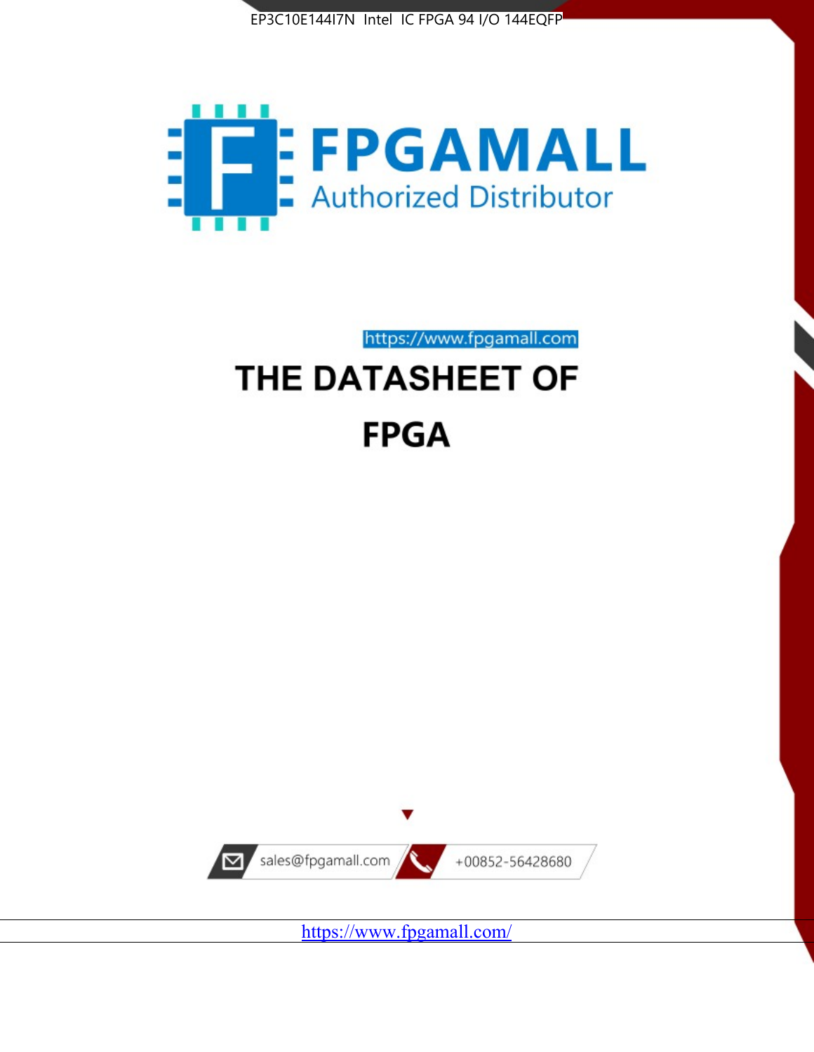EP3C10E144I7N Intel IC FPGA 94 I/O 144EQFP

FPGAMALL

Authorized Distributor

https://www.fpgamall.com

# THE DATASHEET OF

# FPGA

sales@fpgamall.com

+00852-56428680

https://www.fpgamall.com/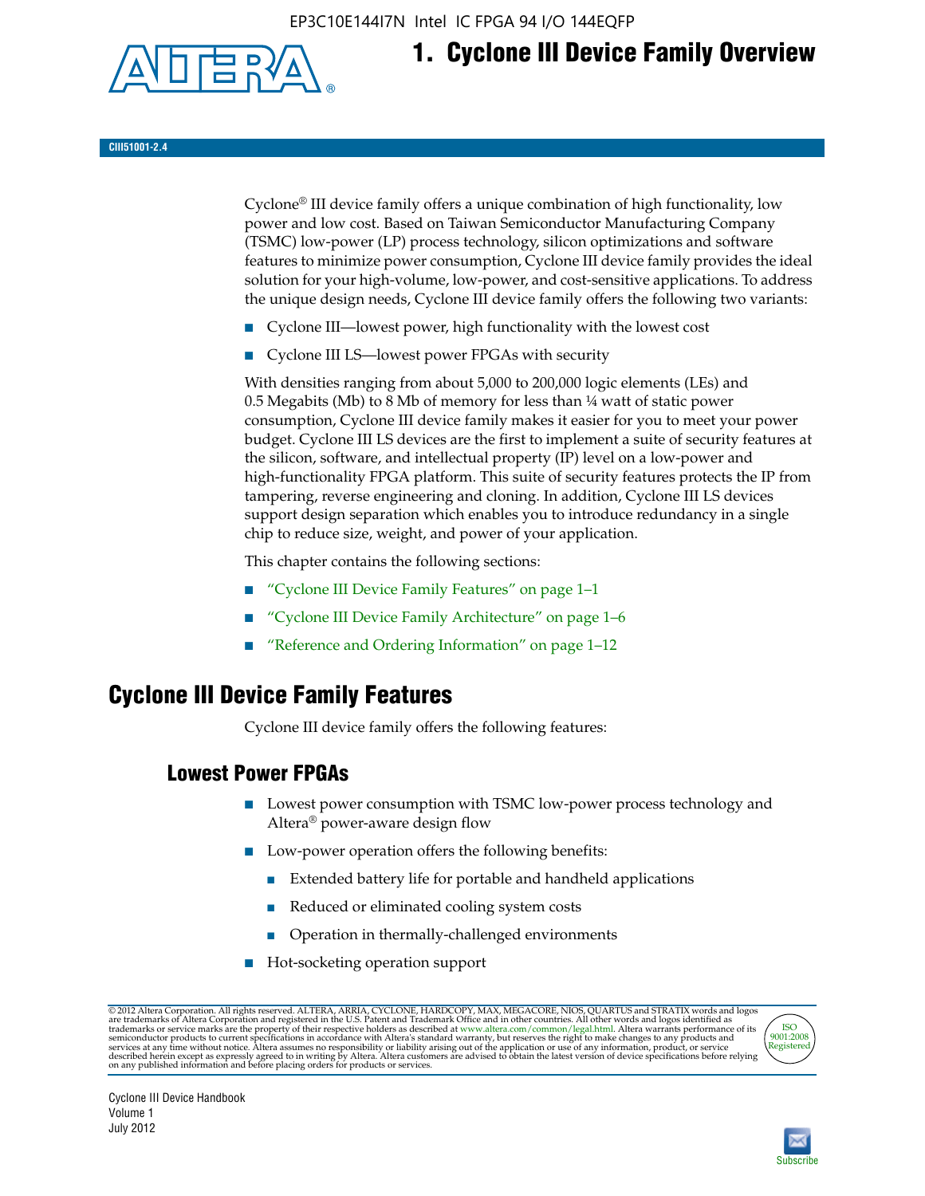# 1. Cyclone III Device Family Overview

Cyclone® III device family offers a unique combination of high functionality, low power and low cost. Based on Taiwan Semiconductor Manufacturing Company (TSMC) low-power (LP) process technology, silicon optimizations and software features to minimize power consumption, Cyclone III device family provides the ideal solution for your high-volume, low-power, and cost-sensitive applications. To address the unique design needs, Cyclone III device family offers the following two variants:

- Cyclone III—lowest power, high functionality with the lowest cost
- Cyclone III LS—lowest power FPGAs with security

With densities ranging from about 5,000 to 200,000 logic elements (LEs) and 0.5 Megabits (Mb) to 8 Mb of memory for less than ¼ watt of static power consumption, Cyclone III device family makes it easier for you to meet your power budget. Cyclone III LS devices are the first to implement a suite of security features at the silicon, software, and intellectual property (IP) level on a low-power and high-functionality FPGA platform. This suite of security features protects the IP from tampering, reverse engineering and cloning. In addition, Cyclone III LS devices support design separation which enables you to introduce redundancy in a single chip to reduce size, weight, and power of your application.

This chapter contains the following sections:

- "Cyclone III Device Family Features" on page 1–1
- "Cyclone III Device Family Architecture" on page 1–6
- "Reference and Ordering Information" on page 1–12

## Cyclone III Device Family Features

Cyclone III device family offers the following features:

### Lowest Power FPGAs

- Lowest power consumption with TSMC low-power process technology and Altera® power-aware design flow
- Low-power operation offers the following benefits:
  - Extended battery life for portable and handheld applications
  - Reduced or eliminated cooling system costs
  - Operation in thermally-challenged environments
- Hot-socketing operation support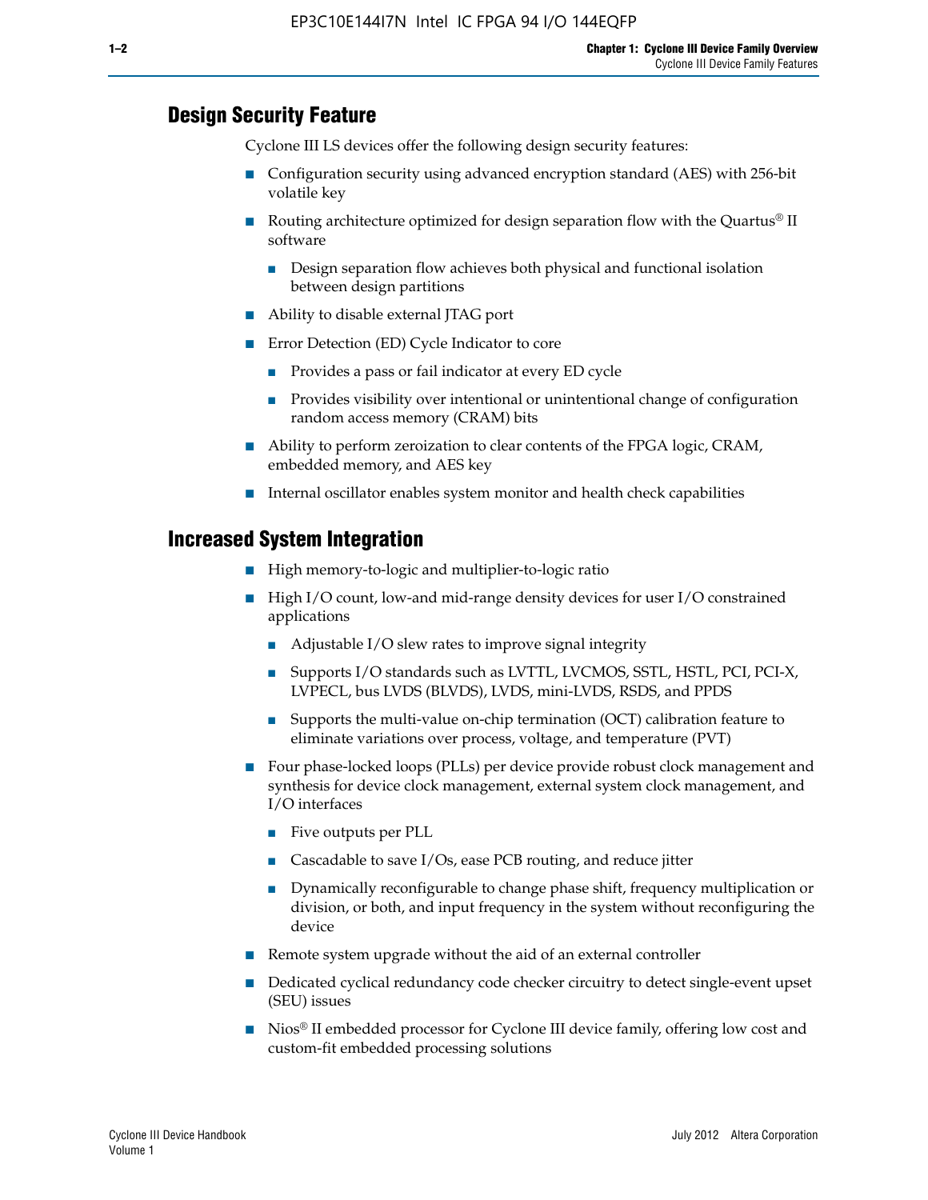## Design Security Feature

Cyclone III LS devices offer the following design security features:

- Configuration security using advanced encryption standard (AES) with 256-bit volatile key
- Routing architecture optimized for design separation flow with the Quartus® II software
  - Design separation flow achieves both physical and functional isolation between design partitions
- Ability to disable external JTAG port
- Error Detection (ED) Cycle Indicator to core
  - Provides a pass or fail indicator at every ED cycle
  - Provides visibility over intentional or unintentional change of configuration random access memory (CRAM) bits
- Ability to perform zeroization to clear contents of the FPGA logic, CRAM, embedded memory, and AES key
- Internal oscillator enables system monitor and health check capabilities

## Increased System Integration

- High memory-to-logic and multiplier-to-logic ratio
- High I/O count, low-and mid-range density devices for user I/O constrained applications
  - Adjustable I/O slew rates to improve signal integrity
  - Supports I/O standards such as LVTTL, LVCMOS, SSTL, HSTL, PCI, PCI-X, LVPECL, bus LVDS (BLVDS), LVDS, mini-LVDS, RSDS, and PPDS
  - Supports the multi-value on-chip termination (OCT) calibration feature to eliminate variations over process, voltage, and temperature (PVT)
- Four phase-locked loops (PLLs) per device provide robust clock management and synthesis for device clock management, external system clock management, and I/O interfaces
  - Five outputs per PLL
  - Cascadable to save I/Os, ease PCB routing, and reduce jitter
  - Dynamically reconfigurable to change phase shift, frequency multiplication or division, or both, and input frequency in the system without reconfiguring the device
- Remote system upgrade without the aid of an external controller
- Dedicated cyclical redundancy code checker circuitry to detect single-event upset (SEU) issues
- Nios® II embedded processor for Cyclone III device family, offering low cost and custom-fit embedded processing solutions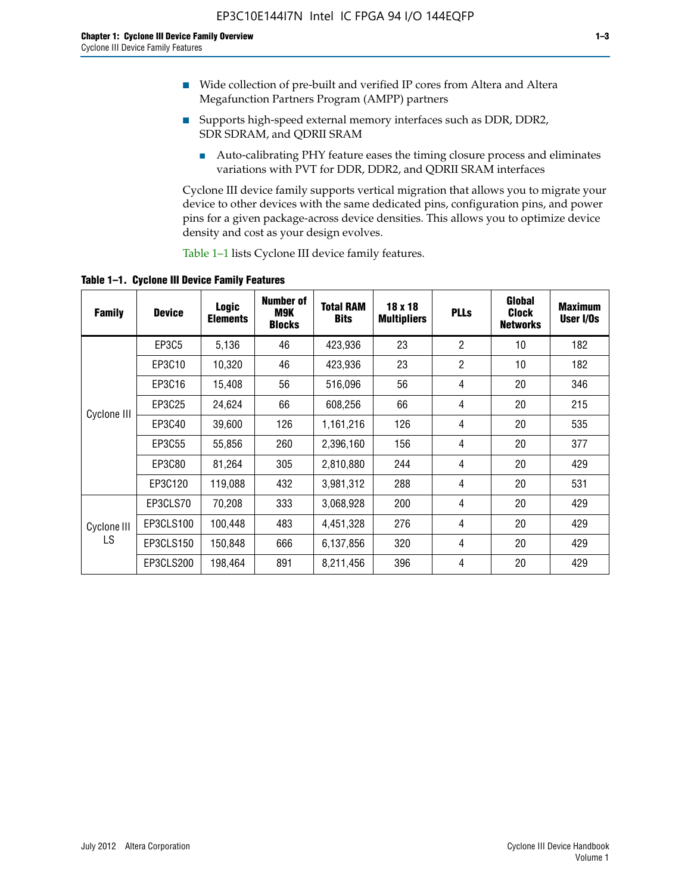- Wide collection of pre-built and verified IP cores from Altera and Altera Megafunction Partners Program (AMPP) partners
- Supports high-speed external memory interfaces such as DDR, DDR2, SDR SDRAM, and QDRII SRAM
  - Auto-calibrating PHY feature eases the timing closure process and eliminates variations with PVT for DDR, DDR2, and QDRII SRAM interfaces

Cyclone III device family supports vertical migration that allows you to migrate your device to other devices with the same dedicated pins, configuration pins, and power pins for a given package-across device densities. This allows you to optimize device density and cost as your design evolves.

Table 1–1 lists Cyclone III device family features.

**Table 1–1. Cyclone III Device Family Features**

| Family | Device | Logic Elements | Number of M9K Blocks | Total RAM Bits | 18 x 18 Multipliers | PLLs | Global Clock Networks | Maximum User I/Os |
|---|---|---|---|---|---|---|---|---|
| Cyclone III | EP3C5 | 5,136 | 46 | 423,936 | 23 | 2 | 10 | 182 |
| | EP3C10 | 10,320 | 46 | 423,936 | 23 | 2 | 10 | 182 |
| | EP3C16 | 15,408 | 56 | 516,096 | 56 | 4 | 20 | 346 |
| | EP3C25 | 24,624 | 66 | 608,256 | 66 | 4 | 20 | 215 |
| | EP3C40 | 39,600 | 126 | 1,161,216 | 126 | 4 | 20 | 535 |
| | EP3C55 | 55,856 | 260 | 2,396,160 | 156 | 4 | 20 | 377 |
| | EP3C80 | 81,264 | 305 | 2,810,880 | 244 | 4 | 20 | 429 |
| | EP3C120 | 119,088 | 432 | 3,981,312 | 288 | 4 | 20 | 531 |
| Cyclone III LS | EP3CLS70 | 70,208 | 333 | 3,068,928 | 200 | 4 | 20 | 429 |
| | EP3CLS100 | 100,448 | 483 | 4,451,328 | 276 | 4 | 20 | 429 |
| | EP3CLS150 | 150,848 | 666 | 6,137,856 | 320 | 4 | 20 | 429 |
| | EP3CLS200 | 198,464 | 891 | 8,211,456 | 396 | 4 | 20 | 429 |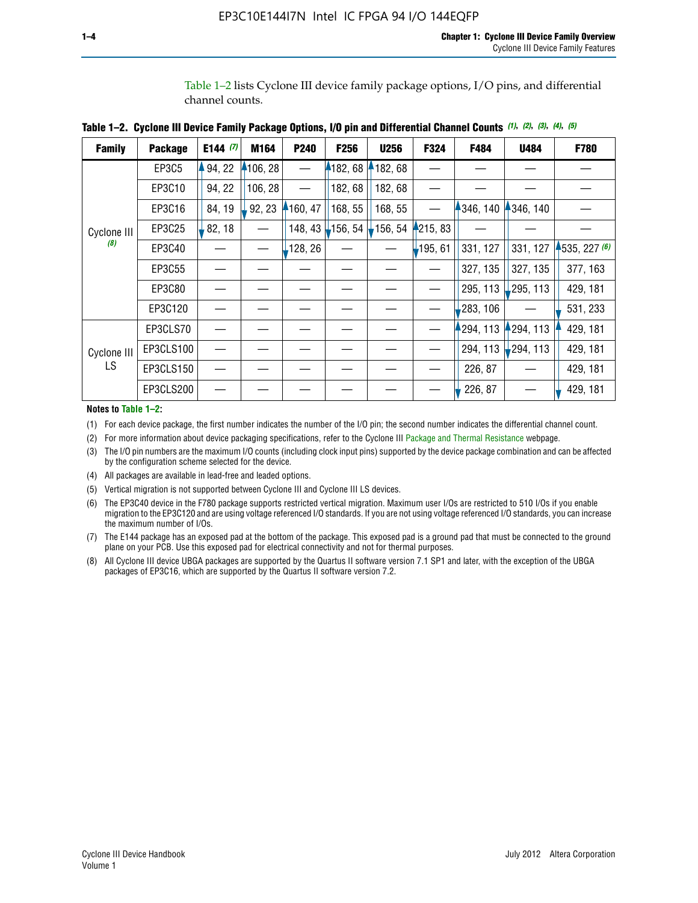Table 1–2 lists Cyclone III device family package options, I/O pins, and differential channel counts.

**Table 1–2. Cyclone III Device Family Package Options, I/O pin and Differential Channel Counts (1), (2), (3), (4), (5)**

| Family | Package | E144 (7) | M164 | P240 | F256 | U256 | F324 | F484 | U484 | F780 |
|---|---|---|---|---|---|---|---|---|---|---|
| Cyclone III (8) | EP3C5 | 94, 22 | 106, 28 | — | 182, 68 | 182, 68 | — | — | — | — |
| | EP3C10 | 94, 22 | 106, 28 | — | 182, 68 | 182, 68 | — | — | — | — |
| | EP3C16 | 84, 19 | 92, 23 | 160, 47 | 168, 55 | 168, 55 | — | 346, 140 | 346, 140 | — |
| | EP3C25 | 82, 18 | — | 148, 43 | 156, 54 | 156, 54 | 215, 83 | — | — | — |
| | EP3C40 | — | — | 128, 26 | — | — | 195, 61 | 331, 127 | 331, 127 | 535, 227 (6) |
| | EP3C55 | — | — | — | — | — | — | 327, 135 | 327, 135 | 377, 163 |
| | EP3C80 | — | — | — | — | — | — | 295, 113 | 295, 113 | 429, 181 |
| | EP3C120 | — | — | — | — | — | — | 283, 106 | — | 531, 233 |
| Cyclone III LS | EP3CLS70 | — | — | — | — | — | — | 294, 113 | 294, 113 | 429, 181 |
| | EP3CLS100 | — | — | — | — | — | — | 294, 113 | 294, 113 | 429, 181 |
| | EP3CLS150 | — | — | — | — | — | — | 226, 87 | — | 429, 181 |
| | EP3CLS200 | — | — | — | — | — | — | 226, 87 | — | 429, 181 |

**Notes to Table 1–2:**

(1) For each device package, the first number indicates the number of the I/O pin; the second number indicates the differential channel count.

(2) For more information about device packaging specifications, refer to the Cyclone III Package and Thermal Resistance webpage.

(3) The I/O pin numbers are the maximum I/O counts (including clock input pins) supported by the device package combination and can be affected by the configuration scheme selected for the device.

(4) All packages are available in lead-free and leaded options.

(5) Vertical migration is not supported between Cyclone III and Cyclone III LS devices.

(6) The EP3C40 device in the F780 package supports restricted vertical migration. Maximum user I/Os are restricted to 510 I/Os if you enable migration to the EP3C120 and are using voltage referenced I/O standards. If you are not using voltage referenced I/O standards, you can increase the maximum number of I/Os.

(7) The E144 package has an exposed pad at the bottom of the package. This exposed pad is a ground pad that must be connected to the ground plane on your PCB. Use this exposed pad for electrical connectivity and not for thermal purposes.

(8) All Cyclone III device UBGA packages are supported by the Quartus II software version 7.1 SP1 and later, with the exception of the UBGA packages of EP3C16, which are supported by the Quartus II software version 7.2.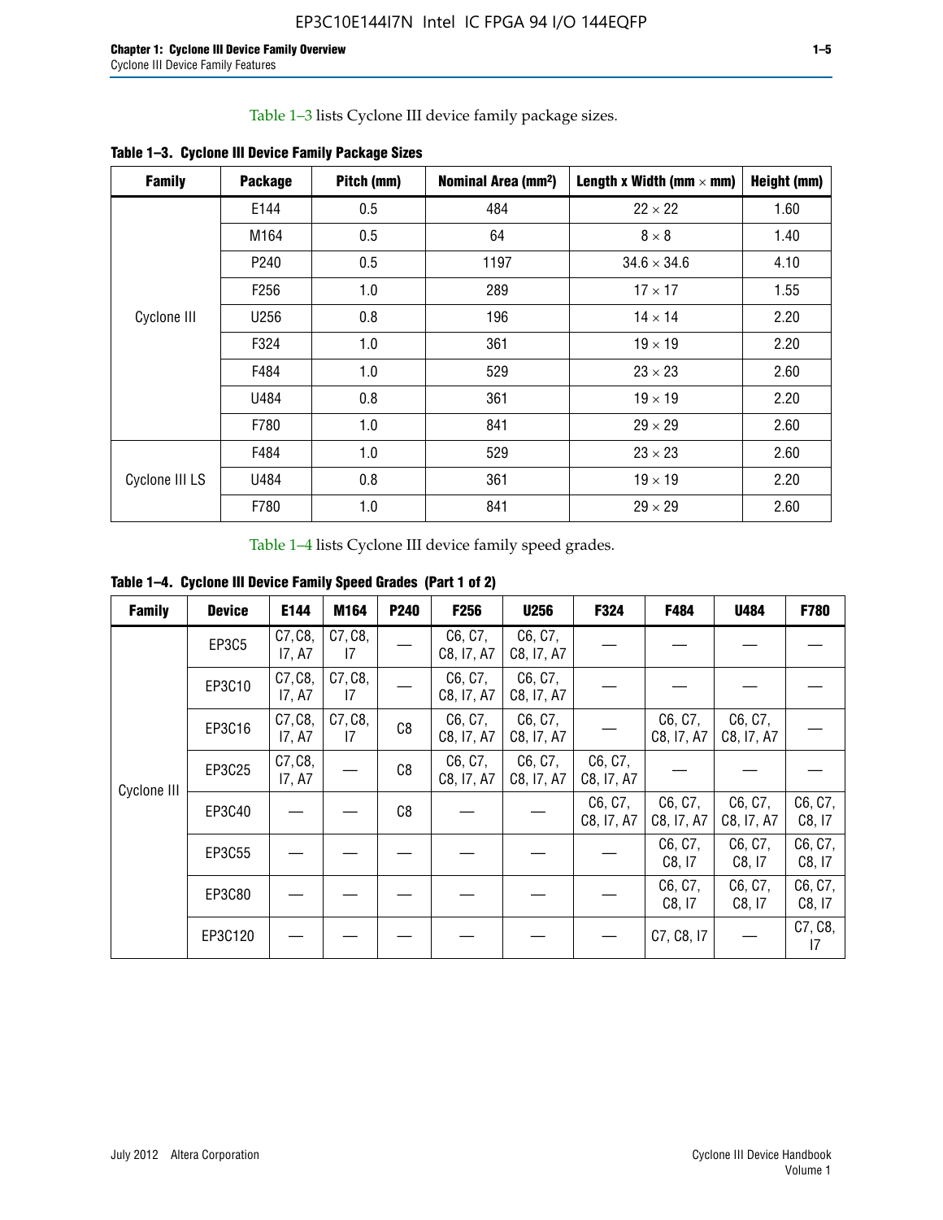Table 1–3 lists Cyclone III device family package sizes.

**Table 1–3. Cyclone III Device Family Package Sizes**

| Family | Package | Pitch (mm) | Nominal Area (mm²) | Length x Width (mm × mm) | Height (mm) |
|---|---|---|---|---|---|
| Cyclone III | E144 | 0.5 | 484 | 22 × 22 | 1.60 |
| | M164 | 0.5 | 64 | 8 × 8 | 1.40 |
| | P240 | 0.5 | 1197 | 34.6 × 34.6 | 4.10 |
| | F256 | 1.0 | 289 | 17 × 17 | 1.55 |
| | U256 | 0.8 | 196 | 14 × 14 | 2.20 |
| | F324 | 1.0 | 361 | 19 × 19 | 2.20 |
| | F484 | 1.0 | 529 | 23 × 23 | 2.60 |
| | U484 | 0.8 | 361 | 19 × 19 | 2.20 |
| | F780 | 1.0 | 841 | 29 × 29 | 2.60 |
| Cyclone III LS | F484 | 1.0 | 529 | 23 × 23 | 2.60 |
| | U484 | 0.8 | 361 | 19 × 19 | 2.20 |
| | F780 | 1.0 | 841 | 29 × 29 | 2.60 |

Table 1–4 lists Cyclone III device family speed grades.

**Table 1–4. Cyclone III Device Family Speed Grades (Part 1 of 2)**

| Family | Device | E144 | M164 | P240 | F256 | U256 | F324 | F484 | U484 | F780 |
|---|---|---|---|---|---|---|---|---|---|---|
| Cyclone III | EP3C5 | C7, C8, I7, A7 | C7, C8, I7 | — | C6, C7, C8, I7, A7 | C6, C7, C8, I7, A7 | — | — | — | — |
| | EP3C10 | C7, C8, I7, A7 | C7, C8, I7 | — | C6, C7, C8, I7, A7 | C6, C7, C8, I7, A7 | — | — | — | — |
| | EP3C16 | C7, C8, I7, A7 | C7, C8, I7 | C8 | C6, C7, C8, I7, A7 | C6, C7, C8, I7, A7 | — | C6, C7, C8, I7, A7 | C6, C7, C8, I7, A7 | — |
| | EP3C25 | C7, C8, I7, A7 | — | C8 | C6, C7, C8, I7, A7 | C6, C7, C8, I7, A7 | C6, C7, C8, I7, A7 | — | — | — |
| | EP3C40 | — | — | C8 | — | — | C6, C7, C8, I7, A7 | C6, C7, C8, I7, A7 | C6, C7, C8, I7, A7 | C6, C7, C8, I7 |
| | EP3C55 | — | — | — | — | — | — | C6, C7, C8, I7 | C6, C7, C8, I7 | C6, C7, C8, I7 |
| | EP3C80 | — | — | — | — | — | — | C6, C7, C8, I7 | C6, C7, C8, I7 | C6, C7, C8, I7 |
| | EP3C120 | — | — | — | — | — | — | C7, C8, I7 | — | C7, C8, I7 |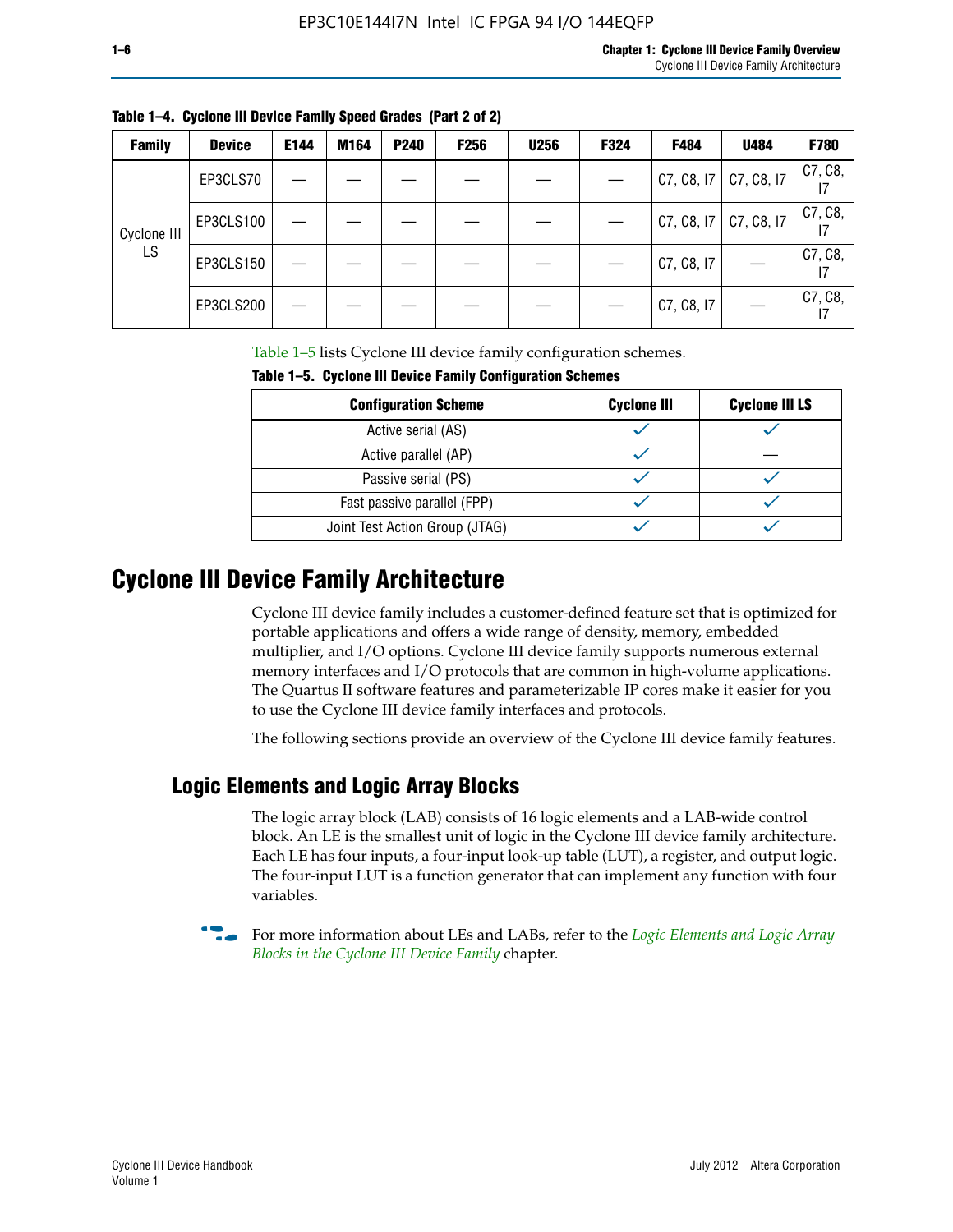**Table 1–4. Cyclone III Device Family Speed Grades (Part 2 of 2)**

| Family | Device | E144 | M164 | P240 | F256 | U256 | F324 | F484 | U484 | F780 |
|---|---|---|---|---|---|---|---|---|---|---|
| Cyclone III LS | EP3CLS70 | — | — | — | — | — | — | C7, C8, I7 | C7, C8, I7 | C7, C8, I7 |
| | EP3CLS100 | — | — | — | — | — | — | C7, C8, I7 | C7, C8, I7 | C7, C8, I7 |
| | EP3CLS150 | — | — | — | — | — | — | C7, C8, I7 | — | C7, C8, I7 |
| | EP3CLS200 | — | — | — | — | — | — | C7, C8, I7 | — | C7, C8, I7 |

Table 1–5 lists Cyclone III device family configuration schemes.

**Table 1–5. Cyclone III Device Family Configuration Schemes**

| Configuration Scheme | Cyclone III | Cyclone III LS |
|---|---|---|
| Active serial (AS) | ✓ | ✓ |
| Active parallel (AP) | ✓ | — |
| Passive serial (PS) | ✓ | ✓ |
| Fast passive parallel (FPP) | ✓ | ✓ |
| Joint Test Action Group (JTAG) | ✓ | ✓ |

# Cyclone III Device Family Architecture

Cyclone III device family includes a customer-defined feature set that is optimized for portable applications and offers a wide range of density, memory, embedded multiplier, and I/O options. Cyclone III device family supports numerous external memory interfaces and I/O protocols that are common in high-volume applications. The Quartus II software features and parameterizable IP cores make it easier for you to use the Cyclone III device family interfaces and protocols.

The following sections provide an overview of the Cyclone III device family features.

## Logic Elements and Logic Array Blocks

The logic array block (LAB) consists of 16 logic elements and a LAB-wide control block. An LE is the smallest unit of logic in the Cyclone III device family architecture. Each LE has four inputs, a four-input look-up table (LUT), a register, and output logic. The four-input LUT is a function generator that can implement any function with four variables.

For more information about LEs and LABs, refer to the *Logic Elements and Logic Array Blocks in the Cyclone III Device Family* chapter.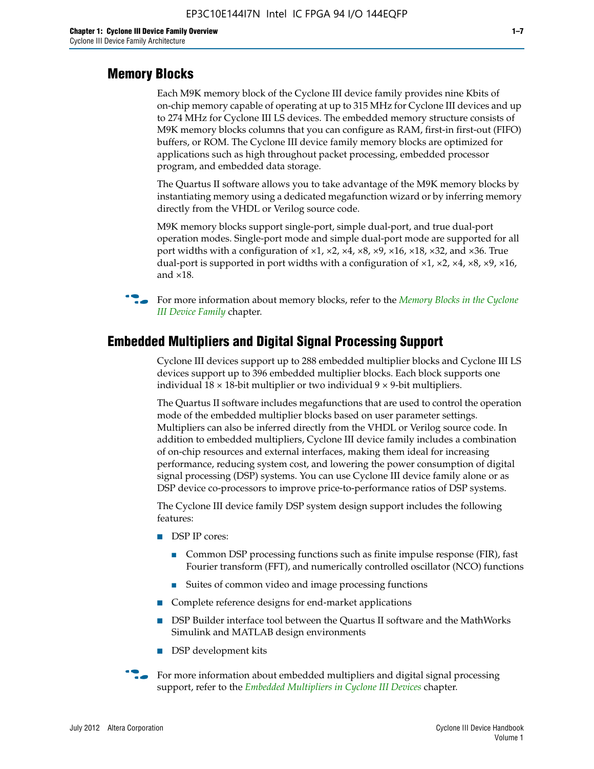## Memory Blocks

Each M9K memory block of the Cyclone III device family provides nine Kbits of on-chip memory capable of operating at up to 315 MHz for Cyclone III devices and up to 274 MHz for Cyclone III LS devices. The embedded memory structure consists of M9K memory blocks columns that you can configure as RAM, first-in first-out (FIFO) buffers, or ROM. The Cyclone III device family memory blocks are optimized for applications such as high throughout packet processing, embedded processor program, and embedded data storage.

The Quartus II software allows you to take advantage of the M9K memory blocks by instantiating memory using a dedicated megafunction wizard or by inferring memory directly from the VHDL or Verilog source code.

M9K memory blocks support single-port, simple dual-port, and true dual-port operation modes. Single-port mode and simple dual-port mode are supported for all port widths with a configuration of ×1, ×2, ×4, ×8, ×9, ×16, ×18, ×32, and ×36. True dual-port is supported in port widths with a configuration of ×1, ×2, ×4, ×8, ×9, ×16, and ×18.

For more information about memory blocks, refer to the *Memory Blocks in the Cyclone III Device Family* chapter.

## Embedded Multipliers and Digital Signal Processing Support

Cyclone III devices support up to 288 embedded multiplier blocks and Cyclone III LS devices support up to 396 embedded multiplier blocks. Each block supports one individual 18 × 18-bit multiplier or two individual 9 × 9-bit multipliers.

The Quartus II software includes megafunctions that are used to control the operation mode of the embedded multiplier blocks based on user parameter settings. Multipliers can also be inferred directly from the VHDL or Verilog source code. In addition to embedded multipliers, Cyclone III device family includes a combination of on-chip resources and external interfaces, making them ideal for increasing performance, reducing system cost, and lowering the power consumption of digital signal processing (DSP) systems. You can use Cyclone III device family alone or as DSP device co-processors to improve price-to-performance ratios of DSP systems.

The Cyclone III device family DSP system design support includes the following features:

- DSP IP cores:
  - Common DSP processing functions such as finite impulse response (FIR), fast Fourier transform (FFT), and numerically controlled oscillator (NCO) functions
  - Suites of common video and image processing functions
- Complete reference designs for end-market applications
- DSP Builder interface tool between the Quartus II software and the MathWorks Simulink and MATLAB design environments
- DSP development kits

For more information about embedded multipliers and digital signal processing support, refer to the *Embedded Multipliers in Cyclone III Devices* chapter.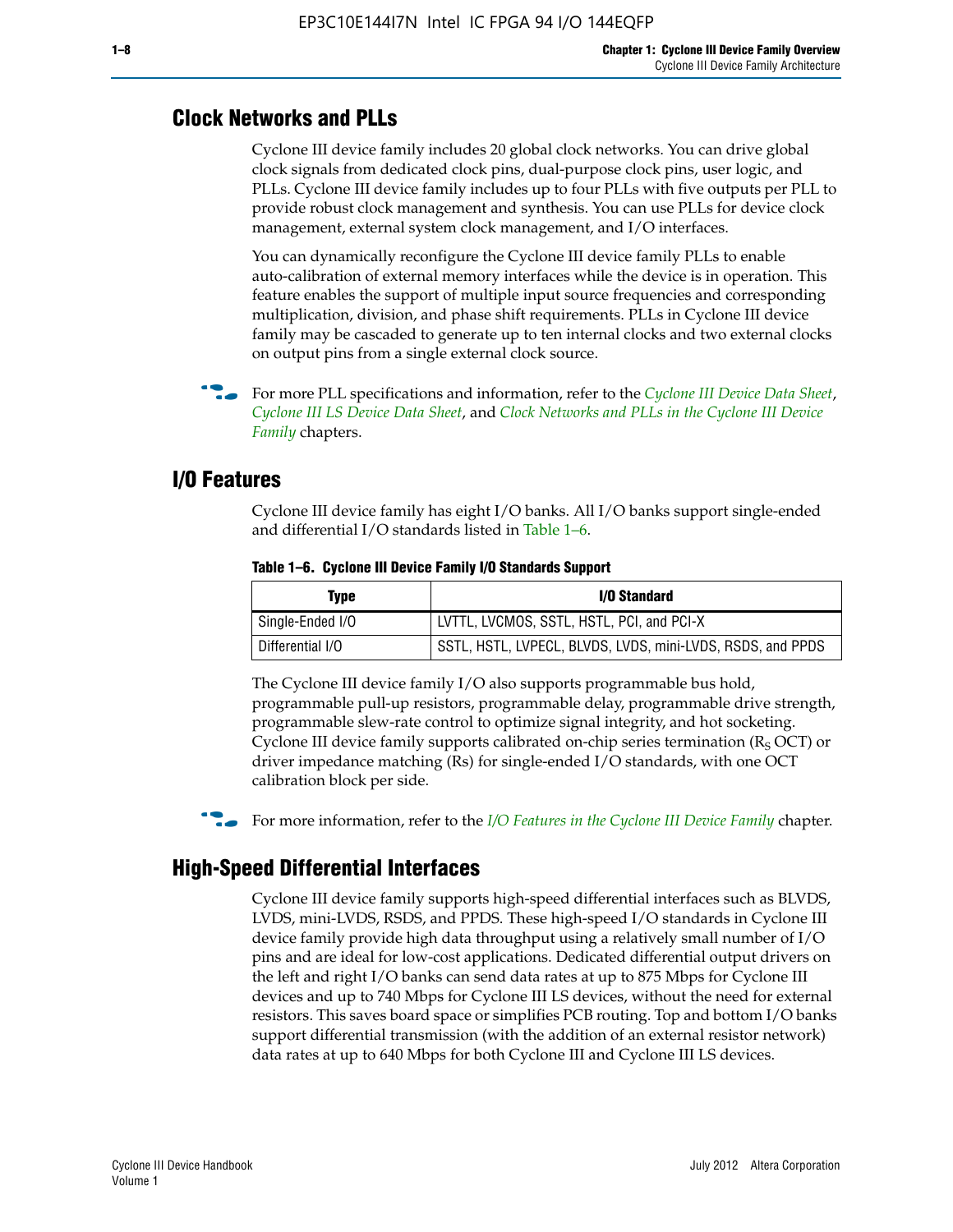## Clock Networks and PLLs

Cyclone III device family includes 20 global clock networks. You can drive global clock signals from dedicated clock pins, dual-purpose clock pins, user logic, and PLLs. Cyclone III device family includes up to four PLLs with five outputs per PLL to provide robust clock management and synthesis. You can use PLLs for device clock management, external system clock management, and I/O interfaces.

You can dynamically reconfigure the Cyclone III device family PLLs to enable auto-calibration of external memory interfaces while the device is in operation. This feature enables the support of multiple input source frequencies and corresponding multiplication, division, and phase shift requirements. PLLs in Cyclone III device family may be cascaded to generate up to ten internal clocks and two external clocks on output pins from a single external clock source.

For more PLL specifications and information, refer to the *Cyclone III Device Data Sheet*, *Cyclone III LS Device Data Sheet*, and *Clock Networks and PLLs in the Cyclone III Device Family* chapters.

## I/O Features

Cyclone III device family has eight I/O banks. All I/O banks support single-ended and differential I/O standards listed in Table 1–6.

**Table 1–6. Cyclone III Device Family I/O Standards Support**

| Type | I/O Standard |
|---|---|
| Single-Ended I/O | LVTTL, LVCMOS, SSTL, HSTL, PCI, and PCI-X |
| Differential I/O | SSTL, HSTL, LVPECL, BLVDS, LVDS, mini-LVDS, RSDS, and PPDS |

The Cyclone III device family I/O also supports programmable bus hold, programmable pull-up resistors, programmable delay, programmable drive strength, programmable slew-rate control to optimize signal integrity, and hot socketing. Cyclone III device family supports calibrated on-chip series termination ($R_S$ OCT) or driver impedance matching (Rs) for single-ended I/O standards, with one OCT calibration block per side.

For more information, refer to the *I/O Features in the Cyclone III Device Family* chapter.

## High-Speed Differential Interfaces

Cyclone III device family supports high-speed differential interfaces such as BLVDS, LVDS, mini-LVDS, RSDS, and PPDS. These high-speed I/O standards in Cyclone III device family provide high data throughput using a relatively small number of I/O pins and are ideal for low-cost applications. Dedicated differential output drivers on the left and right I/O banks can send data rates at up to 875 Mbps for Cyclone III devices and up to 740 Mbps for Cyclone III LS devices, without the need for external resistors. This saves board space or simplifies PCB routing. Top and bottom I/O banks support differential transmission (with the addition of an external resistor network) data rates at up to 640 Mbps for both Cyclone III and Cyclone III LS devices.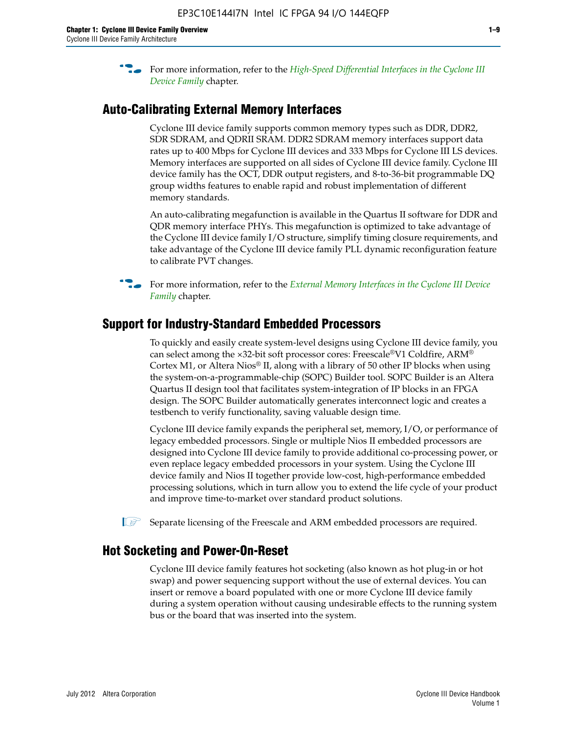For more information, refer to the *High-Speed Differential Interfaces in the Cyclone III Device Family* chapter.

## Auto-Calibrating External Memory Interfaces

Cyclone III device family supports common memory types such as DDR, DDR2, SDR SDRAM, and QDRII SRAM. DDR2 SDRAM memory interfaces support data rates up to 400 Mbps for Cyclone III devices and 333 Mbps for Cyclone III LS devices. Memory interfaces are supported on all sides of Cyclone III device family. Cyclone III device family has the OCT, DDR output registers, and 8-to-36-bit programmable DQ group widths features to enable rapid and robust implementation of different memory standards.

An auto-calibrating megafunction is available in the Quartus II software for DDR and QDR memory interface PHYs. This megafunction is optimized to take advantage of the Cyclone III device family I/O structure, simplify timing closure requirements, and take advantage of the Cyclone III device family PLL dynamic reconfiguration feature to calibrate PVT changes.

For more information, refer to the *External Memory Interfaces in the Cyclone III Device Family* chapter.

## Support for Industry-Standard Embedded Processors

To quickly and easily create system-level designs using Cyclone III device family, you can select among the ×32-bit soft processor cores: Freescale®V1 Coldfire, ARM® Cortex M1, or Altera Nios® II, along with a library of 50 other IP blocks when using the system-on-a-programmable-chip (SOPC) Builder tool. SOPC Builder is an Altera Quartus II design tool that facilitates system-integration of IP blocks in an FPGA design. The SOPC Builder automatically generates interconnect logic and creates a testbench to verify functionality, saving valuable design time.

Cyclone III device family expands the peripheral set, memory, I/O, or performance of legacy embedded processors. Single or multiple Nios II embedded processors are designed into Cyclone III device family to provide additional co-processing power, or even replace legacy embedded processors in your system. Using the Cyclone III device family and Nios II together provide low-cost, high-performance embedded processing solutions, which in turn allow you to extend the life cycle of your product and improve time-to-market over standard product solutions.

Separate licensing of the Freescale and ARM embedded processors are required.

## Hot Socketing and Power-On-Reset

Cyclone III device family features hot socketing (also known as hot plug-in or hot swap) and power sequencing support without the use of external devices. You can insert or remove a board populated with one or more Cyclone III device family during a system operation without causing undesirable effects to the running system bus or the board that was inserted into the system.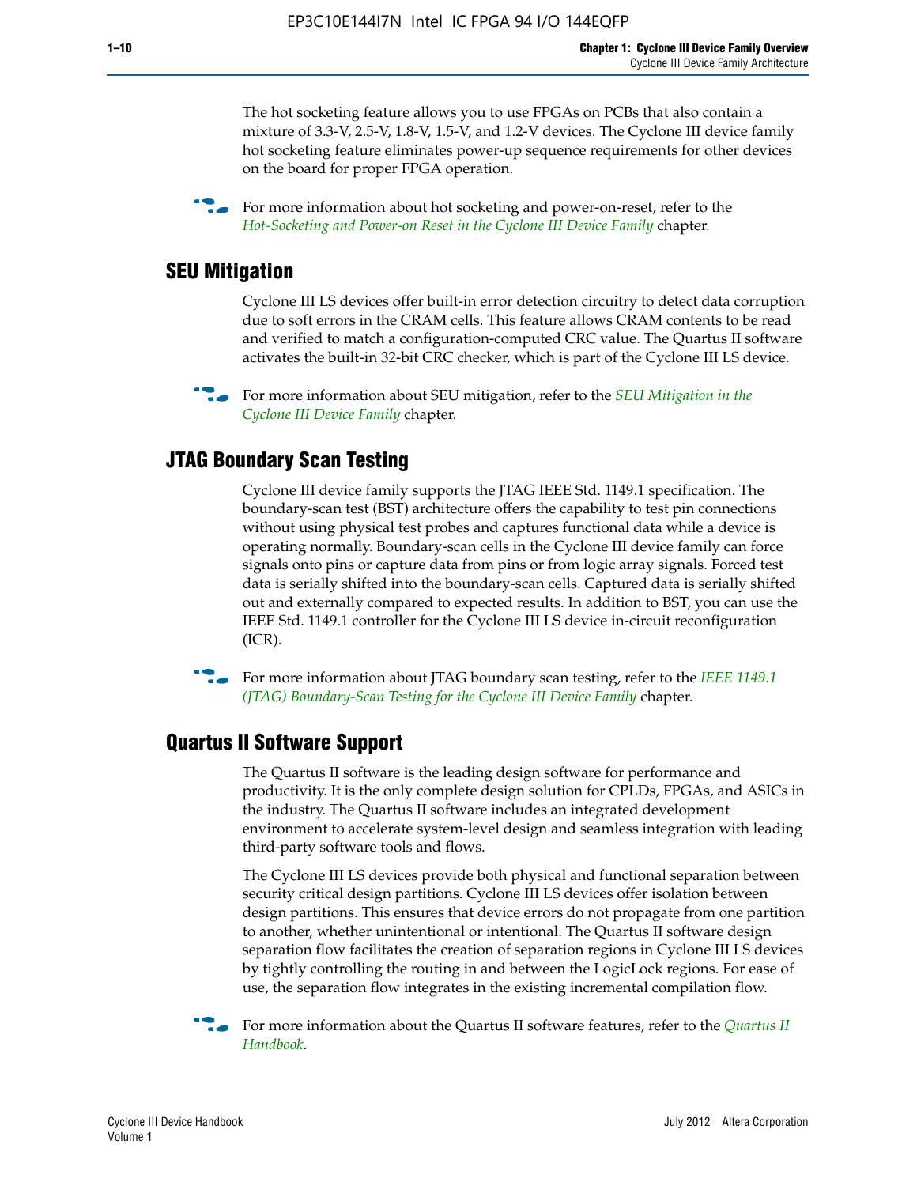The hot socketing feature allows you to use FPGAs on PCBs that also contain a mixture of 3.3-V, 2.5-V, 1.8-V, 1.5-V, and 1.2-V devices. The Cyclone III device family hot socketing feature eliminates power-up sequence requirements for other devices on the board for proper FPGA operation.

For more information about hot socketing and power-on-reset, refer to the *Hot-Socketing and Power-on Reset in the Cyclone III Device Family* chapter.

## SEU Mitigation

Cyclone III LS devices offer built-in error detection circuitry to detect data corruption due to soft errors in the CRAM cells. This feature allows CRAM contents to be read and verified to match a configuration-computed CRC value. The Quartus II software activates the built-in 32-bit CRC checker, which is part of the Cyclone III LS device.

For more information about SEU mitigation, refer to the *SEU Mitigation in the Cyclone III Device Family* chapter.

## JTAG Boundary Scan Testing

Cyclone III device family supports the JTAG IEEE Std. 1149.1 specification. The boundary-scan test (BST) architecture offers the capability to test pin connections without using physical test probes and captures functional data while a device is operating normally. Boundary-scan cells in the Cyclone III device family can force signals onto pins or capture data from pins or from logic array signals. Forced test data is serially shifted into the boundary-scan cells. Captured data is serially shifted out and externally compared to expected results. In addition to BST, you can use the IEEE Std. 1149.1 controller for the Cyclone III LS device in-circuit reconfiguration (ICR).

For more information about JTAG boundary scan testing, refer to the *IEEE 1149.1 (JTAG) Boundary-Scan Testing for the Cyclone III Device Family* chapter.

## Quartus II Software Support

The Quartus II software is the leading design software for performance and productivity. It is the only complete design solution for CPLDs, FPGAs, and ASICs in the industry. The Quartus II software includes an integrated development environment to accelerate system-level design and seamless integration with leading third-party software tools and flows.

The Cyclone III LS devices provide both physical and functional separation between security critical design partitions. Cyclone III LS devices offer isolation between design partitions. This ensures that device errors do not propagate from one partition to another, whether unintentional or intentional. The Quartus II software design separation flow facilitates the creation of separation regions in Cyclone III LS devices by tightly controlling the routing in and between the LogicLock regions. For ease of use, the separation flow integrates in the existing incremental compilation flow.

For more information about the Quartus II software features, refer to the *Quartus II Handbook*.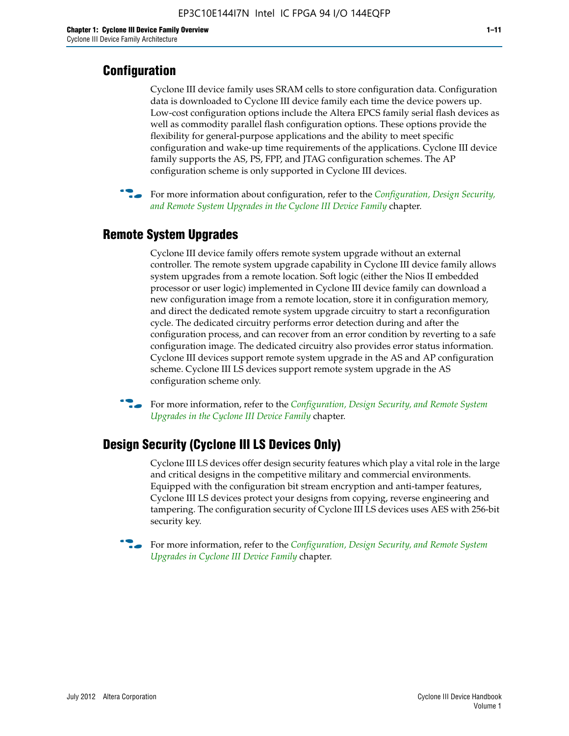## Configuration

Cyclone III device family uses SRAM cells to store configuration data. Configuration data is downloaded to Cyclone III device family each time the device powers up. Low-cost configuration options include the Altera EPCS family serial flash devices as well as commodity parallel flash configuration options. These options provide the flexibility for general-purpose applications and the ability to meet specific configuration and wake-up time requirements of the applications. Cyclone III device family supports the AS, PS, FPP, and JTAG configuration schemes. The AP configuration scheme is only supported in Cyclone III devices.

For more information about configuration, refer to the *Configuration, Design Security, and Remote System Upgrades in the Cyclone III Device Family* chapter.

## Remote System Upgrades

Cyclone III device family offers remote system upgrade without an external controller. The remote system upgrade capability in Cyclone III device family allows system upgrades from a remote location. Soft logic (either the Nios II embedded processor or user logic) implemented in Cyclone III device family can download a new configuration image from a remote location, store it in configuration memory, and direct the dedicated remote system upgrade circuitry to start a reconfiguration cycle. The dedicated circuitry performs error detection during and after the configuration process, and can recover from an error condition by reverting to a safe configuration image. The dedicated circuitry also provides error status information. Cyclone III devices support remote system upgrade in the AS and AP configuration scheme. Cyclone III LS devices support remote system upgrade in the AS configuration scheme only.

For more information, refer to the *Configuration, Design Security, and Remote System Upgrades in the Cyclone III Device Family* chapter.

## Design Security (Cyclone III LS Devices Only)

Cyclone III LS devices offer design security features which play a vital role in the large and critical designs in the competitive military and commercial environments. Equipped with the configuration bit stream encryption and anti-tamper features, Cyclone III LS devices protect your designs from copying, reverse engineering and tampering. The configuration security of Cyclone III LS devices uses AES with 256-bit security key.

For more information, refer to the *Configuration, Design Security, and Remote System Upgrades in Cyclone III Device Family* chapter.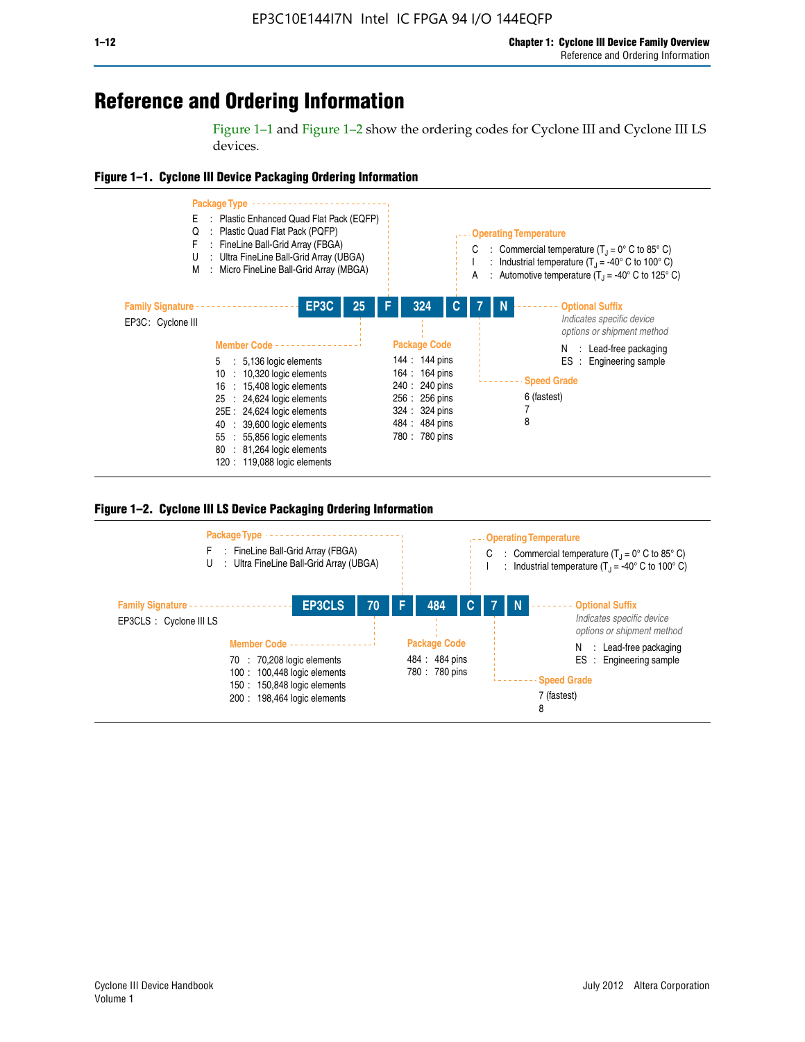# Reference and Ordering Information

Figure 1–1 and Figure 1–2 show the ordering codes for Cyclone III and Cyclone III LS devices.

**Figure 1–1. Cyclone III Device Packaging Ordering Information**

EP3C 25 F 324 C 7 N

**Family Signature**

EP3C : Cyclone III

**Member Code**

- 5 : 5,136 logic elements
- 10 : 10,320 logic elements
- 16 : 15,408 logic elements
- 25 : 24,624 logic elements
- 25E : 24,624 logic elements
- 40 : 39,600 logic elements
- 55 : 55,856 logic elements
- 80 : 81,264 logic elements
- 120 : 119,088 logic elements

**Package Type**

- E : Plastic Enhanced Quad Flat Pack (EQFP)
- Q : Plastic Quad Flat Pack (PQFP)
- F : FineLine Ball-Grid Array (FBGA)
- U : Ultra FineLine Ball-Grid Array (UBGA)
- M : Micro FineLine Ball-Grid Array (MBGA)

**Package Code**

- 144 : 144 pins
- 164 : 164 pins
- 240 : 240 pins
- 256 : 256 pins
- 324 : 324 pins
- 484 : 484 pins
- 780 : 780 pins

**Operating Temperature**

- C : Commercial temperature ($T_J$ = 0° C to 85° C)
- I : Industrial temperature ($T_J$ = -40° C to 100° C)
- A : Automotive temperature ($T_J$ = -40° C to 125° C)

**Speed Grade**

- 6 (fastest)
- 7
- 8

**Optional Suffix**

*Indicates specific device options or shipment method*

- N : Lead-free packaging
- ES : Engineering sample

**Figure 1–2. Cyclone III LS Device Packaging Ordering Information**

EP3CLS 70 F 484 C 7 N

**Family Signature**

EP3CLS : Cyclone III LS

**Member Code**

- 70 : 70,208 logic elements
- 100 : 100,448 logic elements
- 150 : 150,848 logic elements
- 200 : 198,464 logic elements

**Package Type**

- F : FineLine Ball-Grid Array (FBGA)
- U : Ultra FineLine Ball-Grid Array (UBGA)

**Package Code**

- 484 : 484 pins
- 780 : 780 pins

**Operating Temperature**

- C : Commercial temperature ($T_J$ = 0° C to 85° C)
- I : Industrial temperature ($T_J$ = -40° C to 100° C)

**Speed Grade**

- 7 (fastest)
- 8

**Optional Suffix**

*Indicates specific device options or shipment method*

- N : Lead-free packaging
- ES : Engineering sample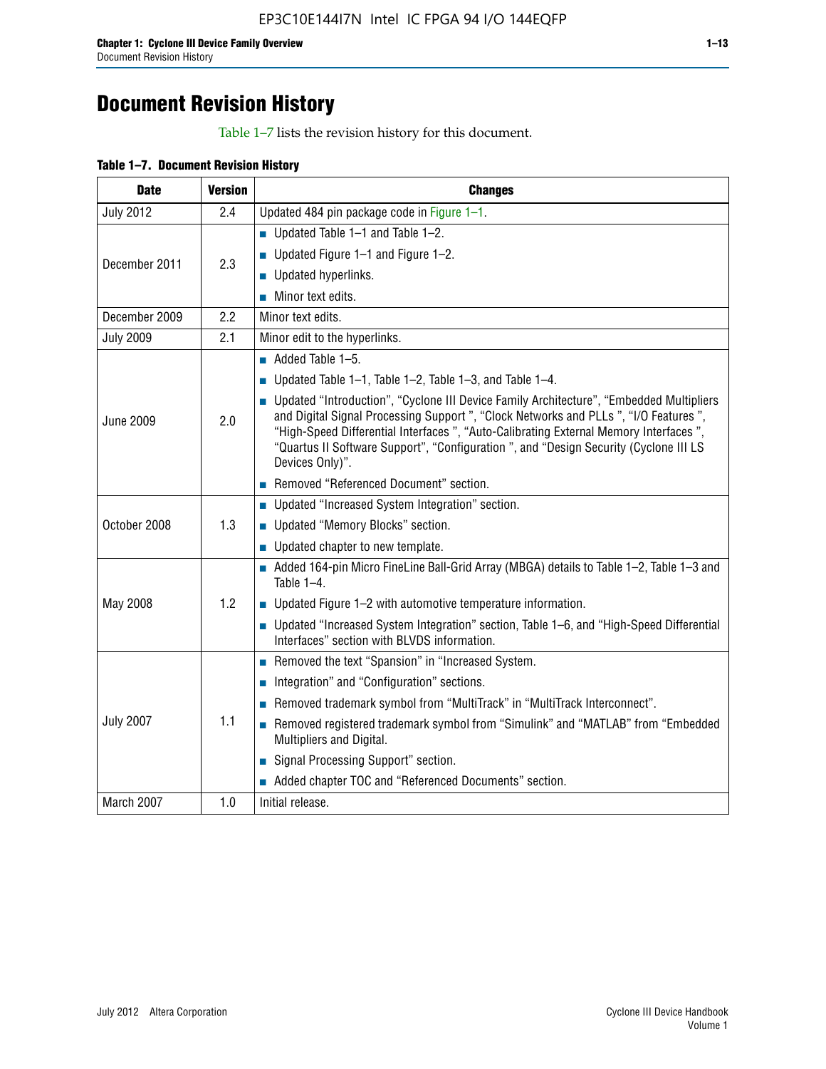# Document Revision History

Table 1–7 lists the revision history for this document.

**Table 1–7. Document Revision History**

| Date | Version | Changes |
|---|---|---|
| July 2012 | 2.4 | Updated 484 pin package code in Figure 1–1. |
| December 2011 | 2.3 | ■ Updated Table 1–1 and Table 1–2.<br>■ Updated Figure 1–1 and Figure 1–2.<br>■ Updated hyperlinks.<br>■ Minor text edits. |
| December 2009 | 2.2 | Minor text edits. |
| July 2009 | 2.1 | Minor edit to the hyperlinks. |
| June 2009 | 2.0 | ■ Added Table 1–5.<br>■ Updated Table 1–1, Table 1–2, Table 1–3, and Table 1–4.<br>■ Updated “Introduction”, “Cyclone III Device Family Architecture”, “Embedded Multipliers and Digital Signal Processing Support ”, “Clock Networks and PLLs ”, “I/O Features ”, “High-Speed Differential Interfaces ”, “Auto-Calibrating External Memory Interfaces ”, “Quartus II Software Support”, “Configuration ”, and “Design Security (Cyclone III LS Devices Only)”.<br>■ Removed “Referenced Document” section. |
| October 2008 | 1.3 | ■ Updated “Increased System Integration” section.<br>■ Updated “Memory Blocks” section.<br>■ Updated chapter to new template. |
| May 2008 | 1.2 | ■ Added 164-pin Micro FineLine Ball-Grid Array (MBGA) details to Table 1–2, Table 1–3 and Table 1–4.<br>■ Updated Figure 1–2 with automotive temperature information.<br>■ Updated “Increased System Integration” section, Table 1–6, and “High-Speed Differential Interfaces” section with BLVDS information. |
| July 2007 | 1.1 | ■ Removed the text “Spansion” in “Increased System.<br>■ Integration” and “Configuration” sections.<br>■ Removed trademark symbol from “MultiTrack” in “MultiTrack Interconnect”.<br>■ Removed registered trademark symbol from “Simulink” and “MATLAB” from “Embedded Multipliers and Digital.<br>■ Signal Processing Support” section.<br>■ Added chapter TOC and “Referenced Documents” section. |
| March 2007 | 1.0 | Initial release. |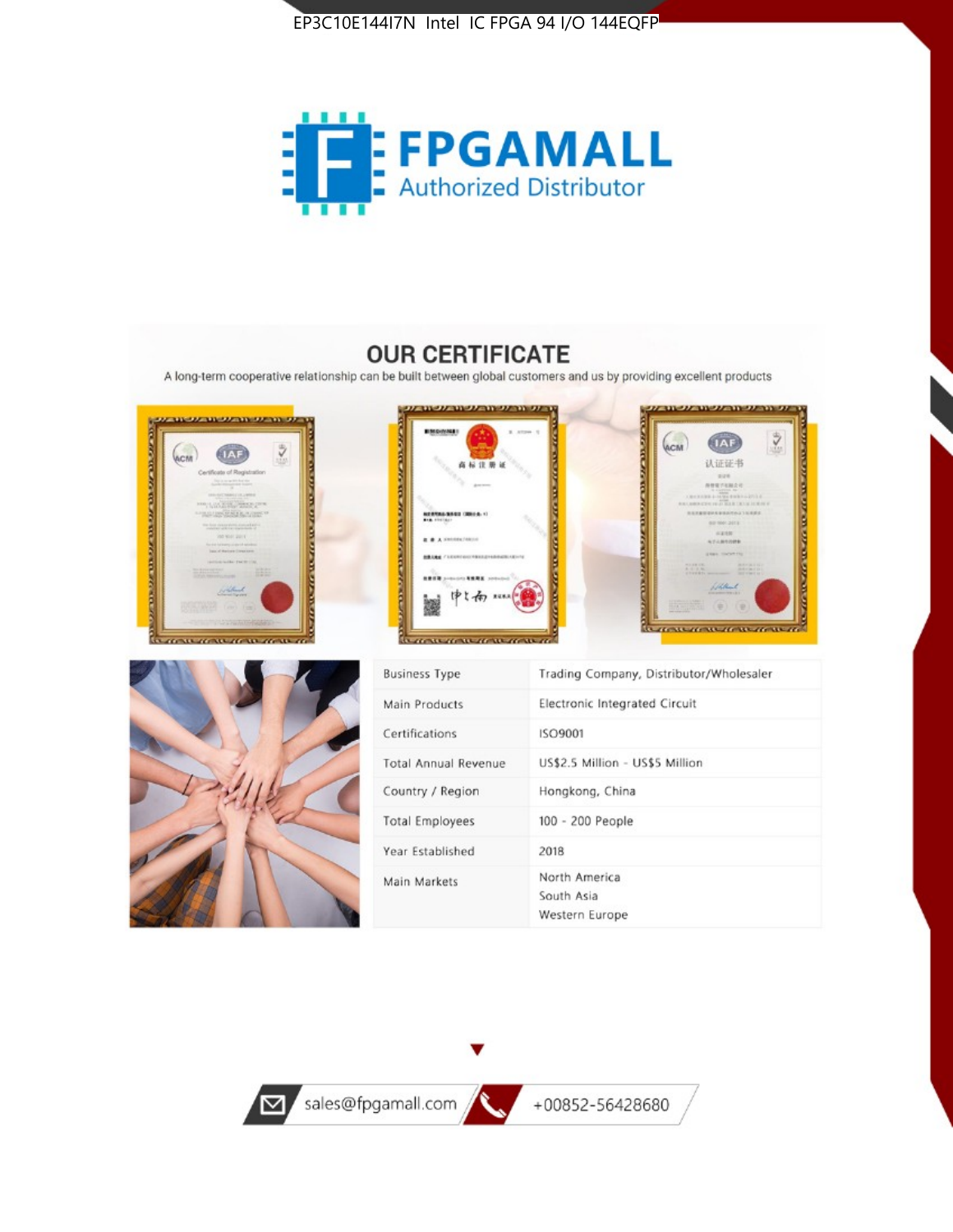# FPGAMALL

Authorized Distributor

## OUR CERTIFICATE

A long-term cooperative relationship can be built between global customers and us by providing excellent products

| | |
|---|---|
| Business Type | Trading Company, Distributor/Wholesaler |
| Main Products | Electronic Integrated Circuit |
| Certifications | ISO9001 |
| Total Annual Revenue | US$2.5 Million - US$5 Million |
| Country / Region | Hongkong, China |
| Total Employees | 100 - 200 People |
| Year Established | 2018 |
| Main Markets | North America<br>South Asia<br>Western Europe |

sales@fpgamall.com

+00852-56428680